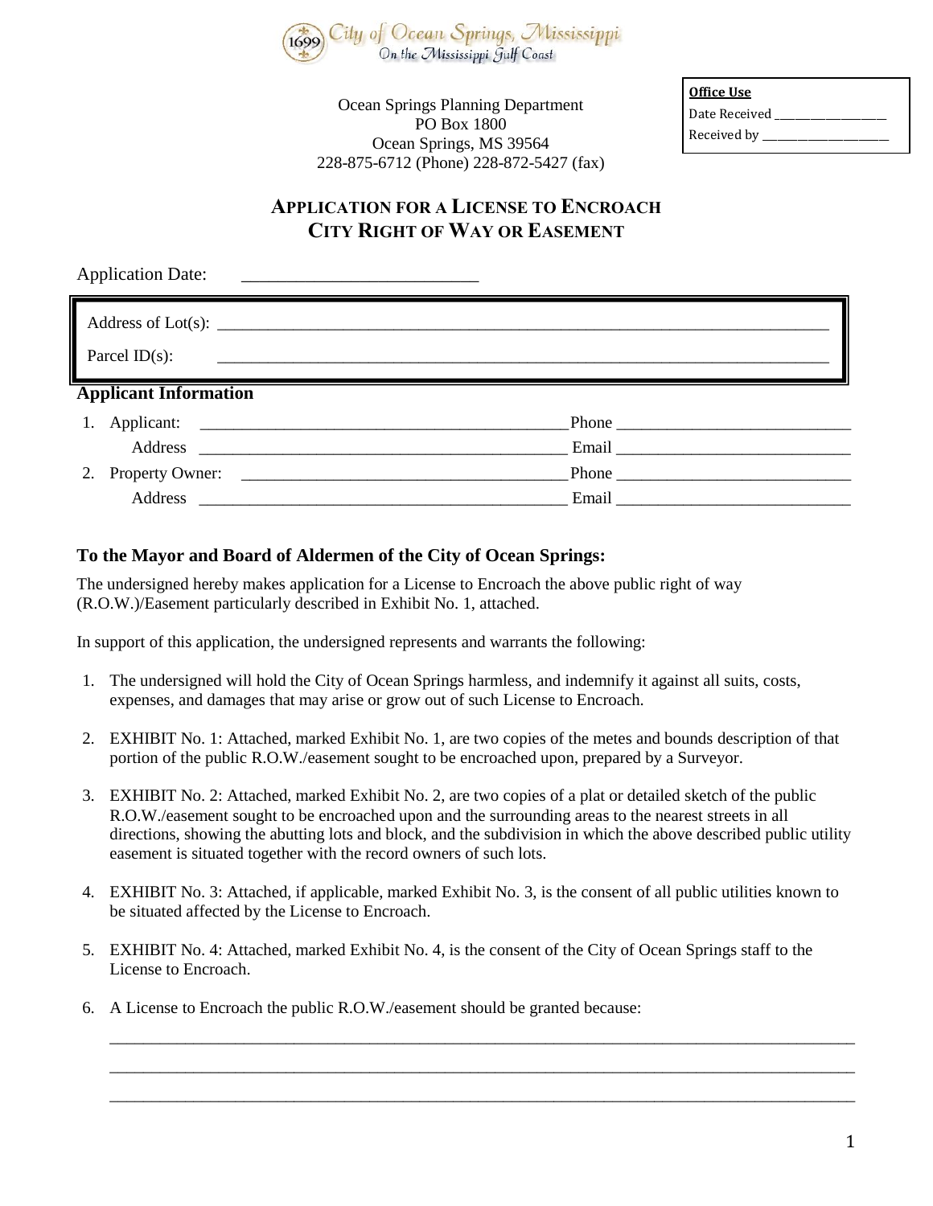City of Ocean Springs, Mississippi
On the Mississippi Gulf Coast

Ocean Springs Planning Department
PO Box 1800
Ocean Springs, MS 39564
228-875-6712 (Phone) 228-872-5427 (fax)

**Office Use**
Date Received ________________
Received by __________________

# APPLICATION FOR A LICENSE TO ENCROACH CITY RIGHT OF WAY OR EASEMENT

Application Date: ________________________

Address of Lot(s): ______________________________________________________________________

Parcel ID(s): ______________________________________________________________________

## Applicant Information

1. Applicant: ____________________________________________ Phone ___________________________
   Address ____________________________________________ Email ___________________________
2. Property Owner: ______________________________________ Phone ___________________________
   Address ____________________________________________ Email ___________________________

### To the Mayor and Board of Aldermen of the City of Ocean Springs:

The undersigned hereby makes application for a License to Encroach the above public right of way (R.O.W.)/Easement particularly described in Exhibit No. 1, attached.

In support of this application, the undersigned represents and warrants the following:

1. The undersigned will hold the City of Ocean Springs harmless, and indemnify it against all suits, costs, expenses, and damages that may arise or grow out of such License to Encroach.
2. EXHIBIT No. 1: Attached, marked Exhibit No. 1, are two copies of the metes and bounds description of that portion of the public R.O.W./easement sought to be encroached upon, prepared by a Surveyor.
3. EXHIBIT No. 2: Attached, marked Exhibit No. 2, are two copies of a plat or detailed sketch of the public R.O.W./easement sought to be encroached upon and the surrounding areas to the nearest streets in all directions, showing the abutting lots and block, and the subdivision in which the above described public utility easement is situated together with the record owners of such lots.
4. EXHIBIT No. 3: Attached, if applicable, marked Exhibit No. 3, is the consent of all public utilities known to be situated affected by the License to Encroach.
5. EXHIBIT No. 4: Attached, marked Exhibit No. 4, is the consent of the City of Ocean Springs staff to the License to Encroach.
6. A License to Encroach the public R.O.W./easement should be granted because:

   ______________________________________________________________________________________

   ______________________________________________________________________________________

   ______________________________________________________________________________________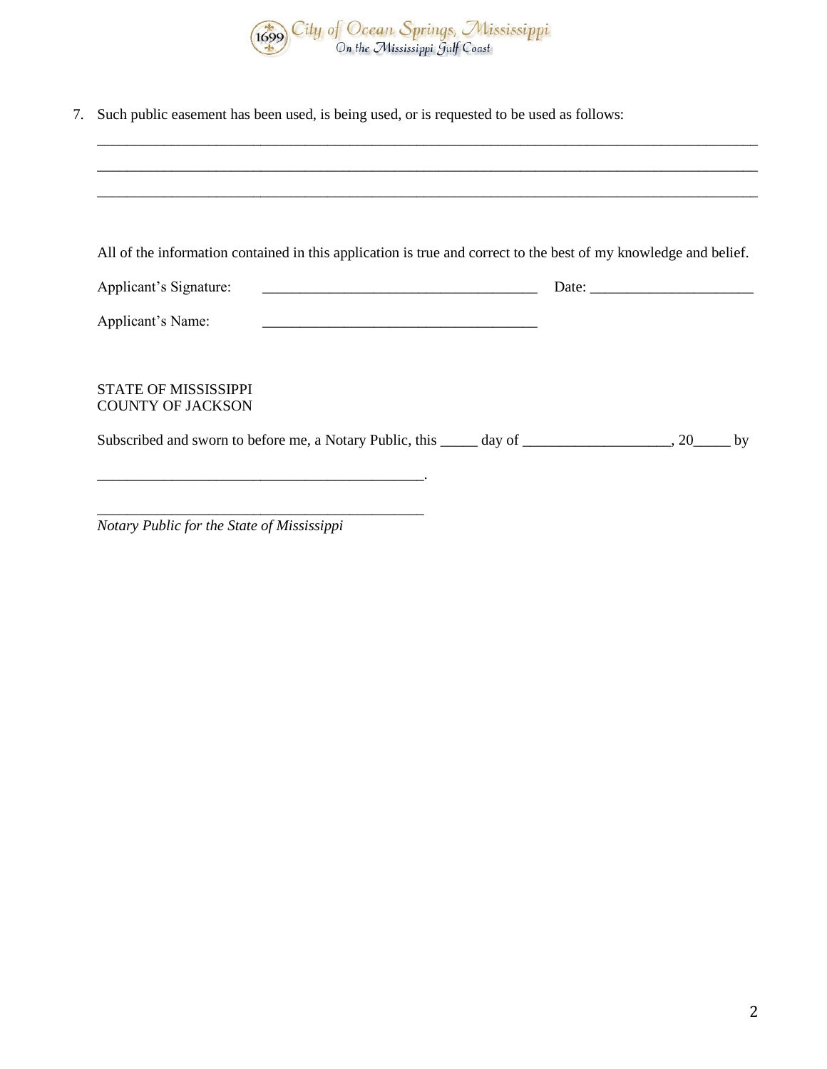7. Such public easement has been used, is being used, or is requested to be used as follows:

_______________________________________________________________________________________

_______________________________________________________________________________________

_______________________________________________________________________________________

All of the information contained in this application is true and correct to the best of my knowledge and belief.

Applicant's Signature: ____________________________________ Date: _____________________

Applicant's Name: ____________________________________

STATE OF MISSISSIPPI
COUNTY OF JACKSON

Subscribed and sworn to before me, a Notary Public, this _____ day of ___________________, 20_____ by

___________________________________________.

___________________________________________
*Notary Public for the State of Mississippi*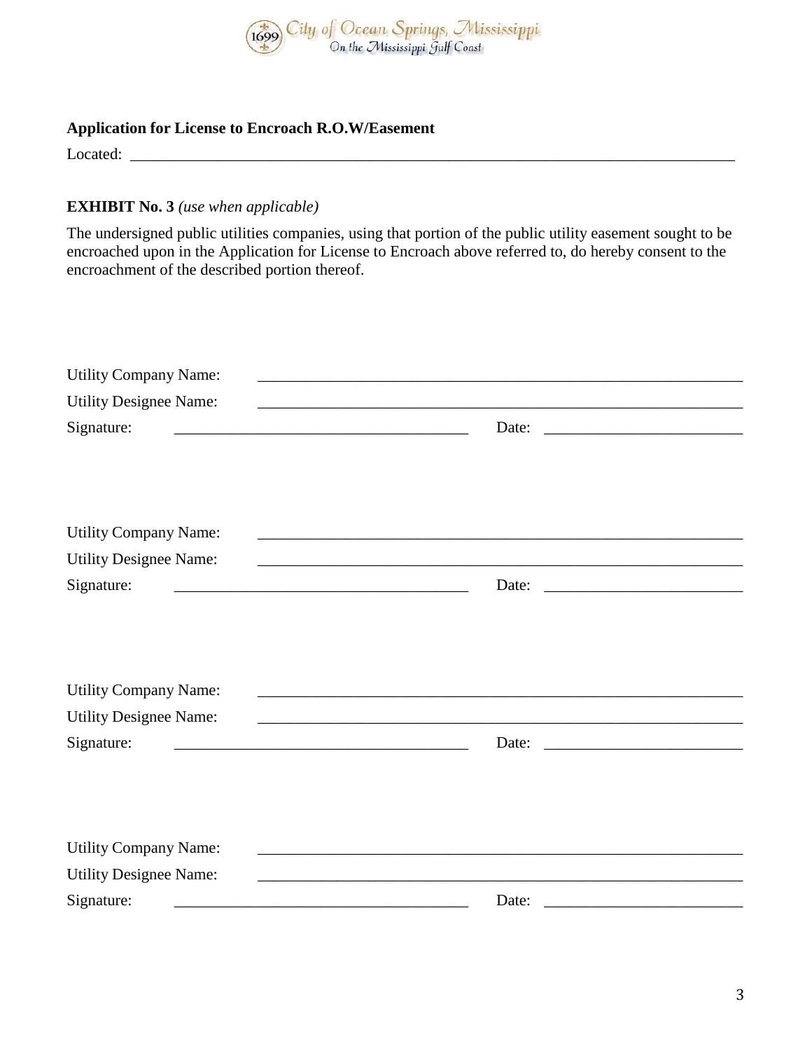City of Ocean Springs, Mississippi
On the Mississippi Gulf Coast

**Application for License to Encroach R.O.W/Easement**

Located: ___________________________________________________________________________

**EXHIBIT No. 3** *(use when applicable)*

The undersigned public utilities companies, using that portion of the public utility easement sought to be encroached upon in the Application for License to Encroach above referred to, do hereby consent to the encroachment of the described portion thereof.

Utility Company Name: _______________________________________________________________

Utility Designee Name: _______________________________________________________________

Signature: ____________________________________ Date: _________________________

Utility Company Name: _______________________________________________________________

Utility Designee Name: _______________________________________________________________

Signature: ____________________________________ Date: _________________________

Utility Company Name: _______________________________________________________________

Utility Designee Name: _______________________________________________________________

Signature: ____________________________________ Date: _________________________

Utility Company Name: _______________________________________________________________

Utility Designee Name: _______________________________________________________________

Signature: ____________________________________ Date: _________________________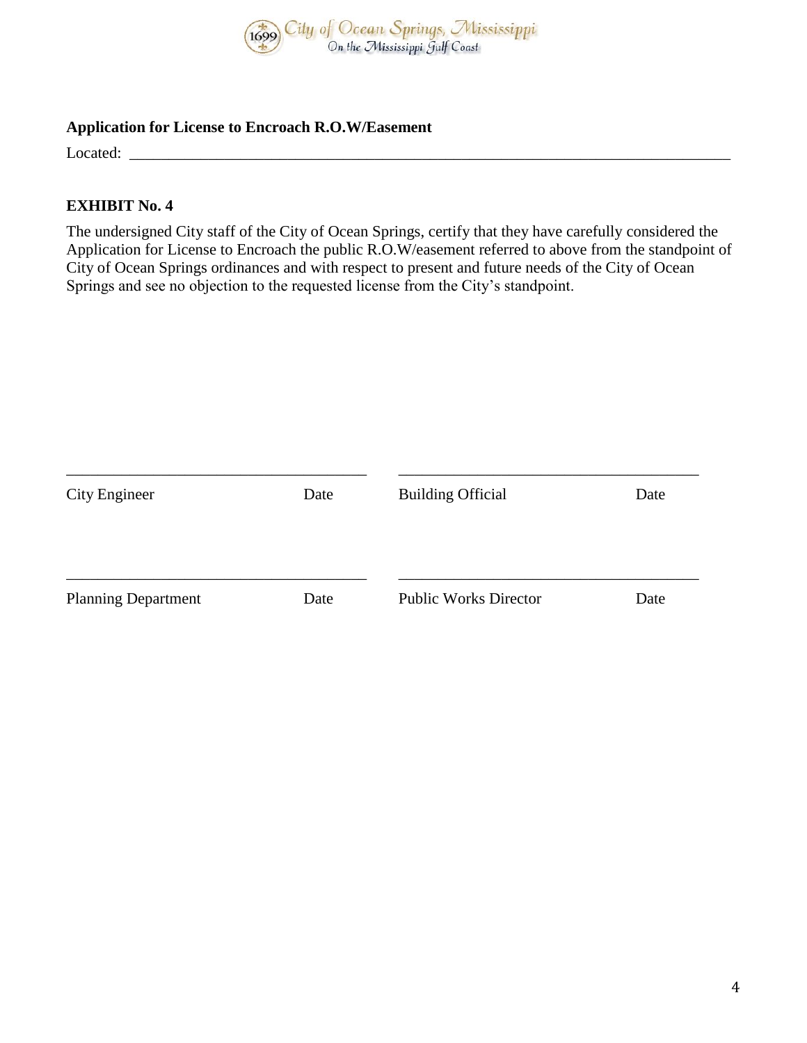**Application for License to Encroach R.O.W/Easement**

Located: ______________________________________________________________________________

**EXHIBIT No. 4**

The undersigned City staff of the City of Ocean Springs, certify that they have carefully considered the Application for License to Encroach the public R.O.W/easement referred to above from the standpoint of City of Ocean Springs ordinances and with respect to present and future needs of the City of Ocean Springs and see no objection to the requested license from the City's standpoint.

______________________________________ ______________________________________

City Engineer Date Building Official Date

______________________________________ ______________________________________

Planning Department Date Public Works Director Date